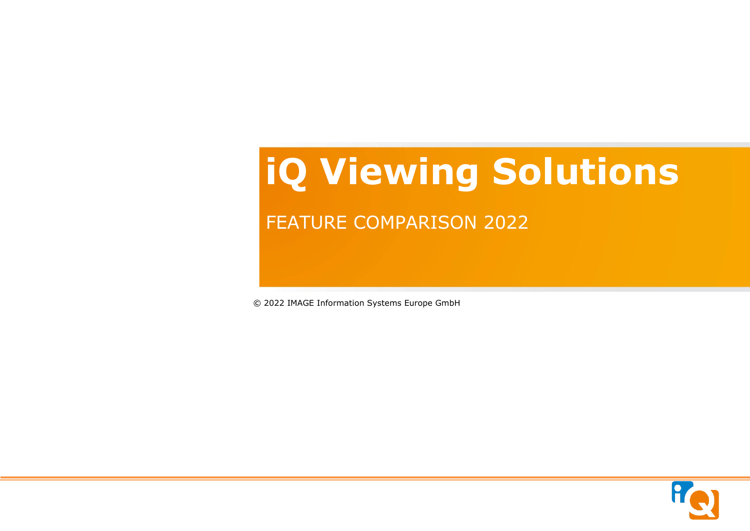# iQ Viewing Solutions

FEATURE COMPARISON 2022

© 2022 IMAGE Information Systems Europe GmbH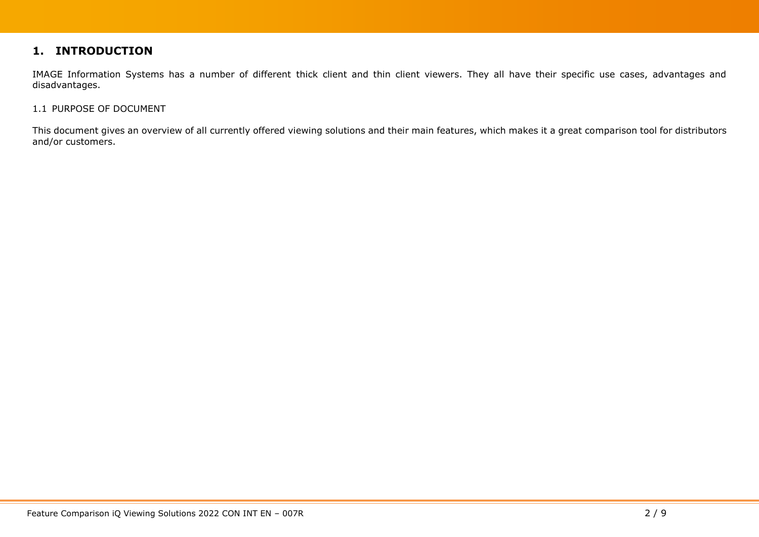# 1. INTRODUCTION

IMAGE Information Systems has a number of different thick client and thin client viewers. They all have their specific use cases, advantages and disadvantages.

## 1.1 PURPOSE OF DOCUMENT

This document gives an overview of all currently offered viewing solutions and their main features, which makes it a great comparison tool for distributors and/or customers.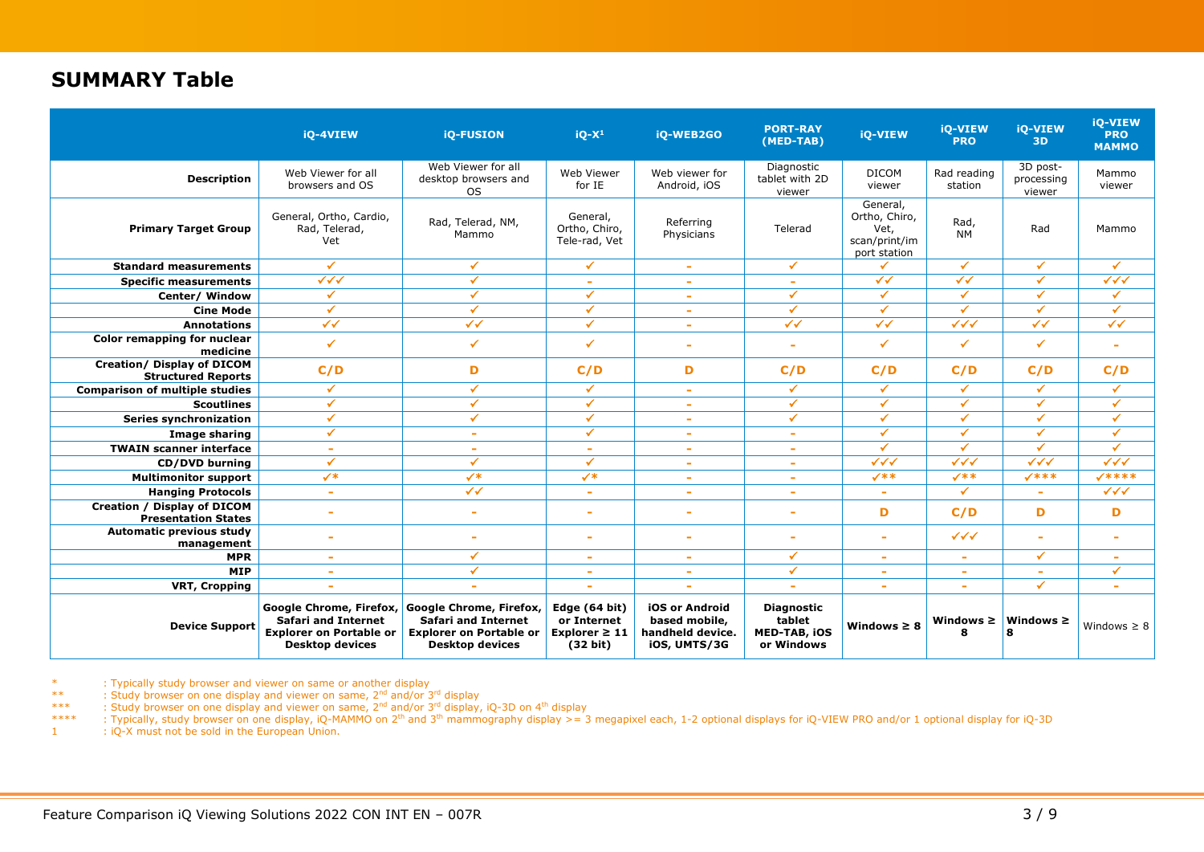## SUMMARY Table

| | iQ-4VIEW | iQ-FUSION | iQ-X[1] | iQ-WEB2GO | PORT-RAY (MED-TAB) | iQ-VIEW | iQ-VIEW PRO | iQ-VIEW 3D | iQ-VIEW PRO MAMMO |
|---|---|---|---|---|---|---|---|---|---|
| **Description** | Web Viewer for all browsers and OS | Web Viewer for all desktop browsers and OS | Web Viewer for IE | Web viewer for Android, iOS | Diagnostic tablet with 2D viewer | DICOM viewer | Rad reading station | 3D post-processing viewer | Mammo viewer |
| **Primary Target Group** | General, Ortho, Cardio, Rad, Telerad, Vet | Rad, Telerad, NM, Mammo | General, Ortho, Chiro, Tele-rad, Vet | Referring Physicians | Telerad | General, Ortho, Chiro, Vet, scan/print/im port station | Rad, NM | Rad | Mammo |
| **Standard measurements** | ✓ | ✓ | ✓ | - | ✓ | ✓ | ✓ | ✓ | ✓ |
| **Specific measurements** | ✓✓✓ | ✓ | - | - | - | ✓✓ | ✓✓ | ✓ | ✓✓✓ |
| **Center/ Window** | ✓ | ✓ | ✓ | - | ✓ | ✓ | ✓ | ✓ | ✓ |
| **Cine Mode** | ✓ | ✓ | ✓ | - | ✓ | ✓ | ✓ | ✓ | ✓ |
| **Annotations** | ✓✓ | ✓✓ | ✓ | - | ✓✓ | ✓✓ | ✓✓✓ | ✓✓ | ✓✓ |
| **Color remapping for nuclear medicine** | ✓ | ✓ | ✓ | - | - | ✓ | ✓ | ✓ | - |
| **Creation/ Display of DICOM Structured Reports** | **C/D** | **D** | **C/D** | **D** | **C/D** | **C/D** | **C/D** | **C/D** | **C/D** |
| **Comparison of multiple studies** | ✓ | ✓ | ✓ | - | ✓ | ✓ | ✓ | ✓ | ✓ |
| **Scoutlines** | ✓ | ✓ | ✓ | - | ✓ | ✓ | ✓ | ✓ | ✓ |
| **Series synchronization** | ✓ | ✓ | ✓ | - | ✓ | ✓ | ✓ | ✓ | ✓ |
| **Image sharing** | ✓ | - | ✓ | - | - | ✓ | ✓ | ✓ | ✓ |
| **TWAIN scanner interface** | - | - | - | - | - | ✓ | ✓ | ✓ | ✓ |
| **CD/DVD burning** | ✓ | ✓ | ✓ | - | - | ✓✓✓ | ✓✓✓ | ✓✓✓ | ✓✓✓ |
| **Multimonitor support** | ✓* | ✓* | ✓* | - | - | ✓** | ✓** | ✓*** | ✓**** |
| **Hanging Protocols** | - | ✓✓ | - | - | - | - | ✓ | - | ✓✓✓ |
| **Creation / Display of DICOM Presentation States** | - | - | - | - | - | **D** | **C/D** | **D** | **D** |
| **Automatic previous study management** | - | - | - | - | - | - | ✓✓✓ | - | - |
| **MPR** | - | ✓ | - | - | ✓ | - | - | ✓ | - |
| **MIP** | - | ✓ | - | - | ✓ | - | - | - | ✓ |
| **VRT, Cropping** | - | - | - | - | - | - | - | ✓ | - |
| **Device Support** | **Google Chrome, Firefox, Safari and Internet Explorer on Portable or Desktop devices** | **Google Chrome, Firefox, Safari and Internet Explorer on Portable or Desktop devices** | **Edge (64 bit) or Internet Explorer ≥ 11 (32 bit)** | **iOS or Android based mobile, handheld device. iOS, UMTS/3G** | **Diagnostic tablet MED-TAB, iOS or Windows** | **Windows ≥ 8** | **Windows ≥ 8** | **Windows ≥ 8** | Windows ≥ 8 |

\* : Typically study browser and viewer on same or another display
\*\* : Study browser on one display and viewer on same, 2nd and/or 3rd display
\*\*\* : Study browser on one display and viewer on same, 2nd and/or 3rd display, iQ-3D on 4th display
\*\*\*\* : Typically, study browser on one display, iQ-MAMMO on 2th and 3th mammography display >= 3 megapixel each, 1-2 optional displays for iQ-VIEW PRO and/or 1 optional display for iQ-3D
1 : iQ-X must not be sold in the European Union.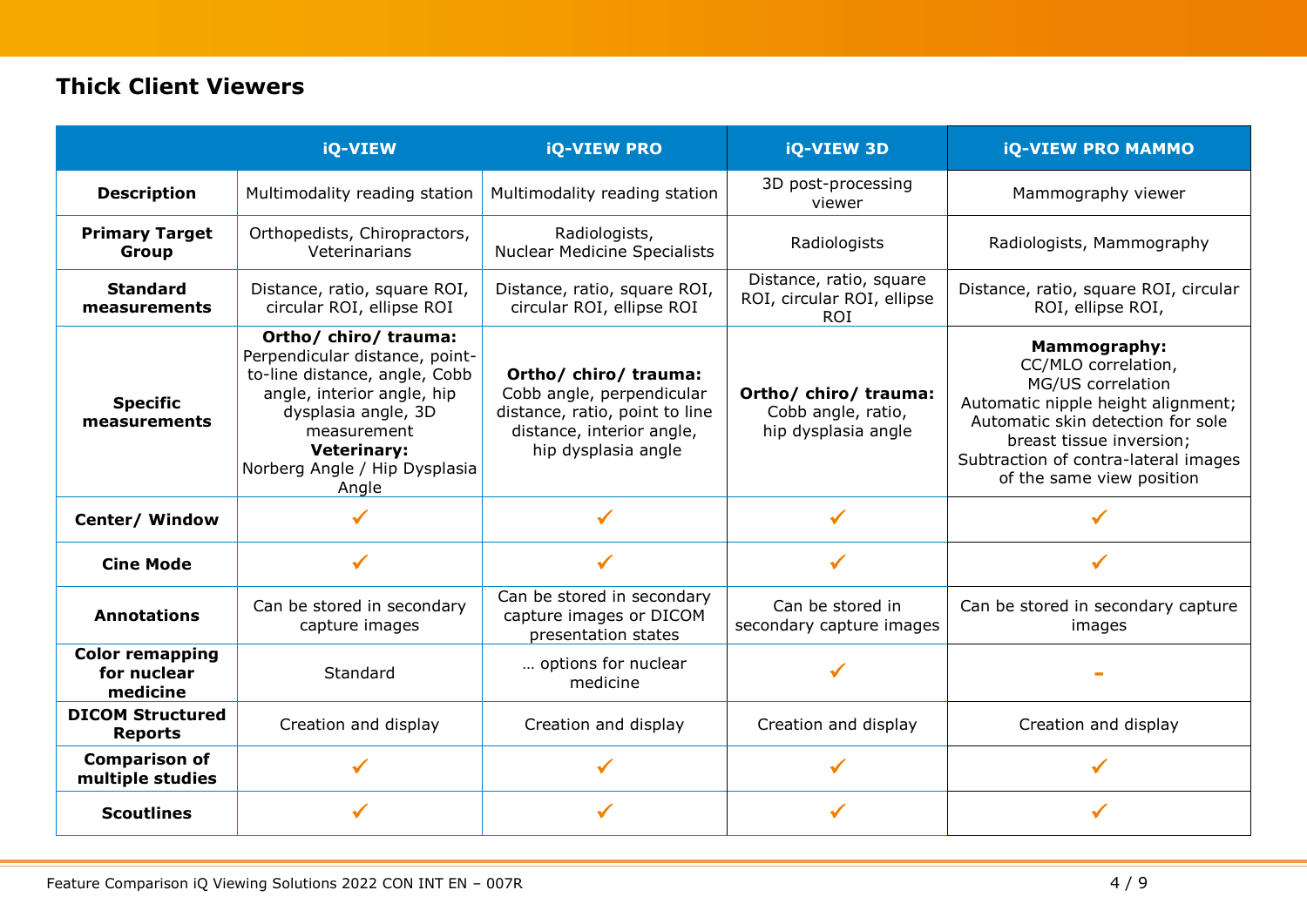## Thick Client Viewers

| | iQ-VIEW | iQ-VIEW PRO | iQ-VIEW 3D | iQ-VIEW PRO MAMMO |
|---|---|---|---|---|
| **Description** | Multimodality reading station | Multimodality reading station | 3D post-processing viewer | Mammography viewer |
| **Primary Target Group** | Orthopedists, Chiropractors, Veterinarians | Radiologists, Nuclear Medicine Specialists | Radiologists | Radiologists, Mammography |
| **Standard measurements** | Distance, ratio, square ROI, circular ROI, ellipse ROI | Distance, ratio, square ROI, circular ROI, ellipse ROI | Distance, ratio, square ROI, circular ROI, ellipse ROI | Distance, ratio, square ROI, circular ROI, ellipse ROI, |
| **Specific measurements** | **Ortho/ chiro/ trauma:** Perpendicular distance, point-to-line distance, angle, Cobb angle, interior angle, hip dysplasia angle, 3D measurement **Veterinary:** Norberg Angle / Hip Dysplasia Angle | **Ortho/ chiro/ trauma:** Cobb angle, perpendicular distance, ratio, point to line distance, interior angle, hip dysplasia angle | **Ortho/ chiro/ trauma:** Cobb angle, ratio, hip dysplasia angle | **Mammography:** CC/MLO correlation, MG/US correlation Automatic nipple height alignment; Automatic skin detection for sole breast tissue inversion; Subtraction of contra-lateral images of the same view position |
| **Center/ Window** | ✓ | ✓ | ✓ | ✓ |
| **Cine Mode** | ✓ | ✓ | ✓ | ✓ |
| **Annotations** | Can be stored in secondary capture images | Can be stored in secondary capture images or DICOM presentation states | Can be stored in secondary capture images | Can be stored in secondary capture images |
| **Color remapping for nuclear medicine** | Standard | … options for nuclear medicine | ✓ | - |
| **DICOM Structured Reports** | Creation and display | Creation and display | Creation and display | Creation and display |
| **Comparison of multiple studies** | ✓ | ✓ | ✓ | ✓ |
| **Scoutlines** | ✓ | ✓ | ✓ | ✓ |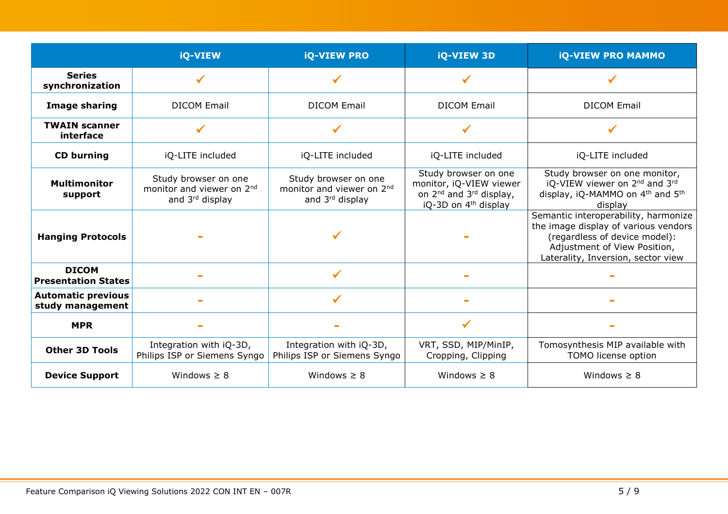| | iQ-VIEW | iQ-VIEW PRO | iQ-VIEW 3D | iQ-VIEW PRO MAMMO |
|---|---|---|---|---|
| **Series synchronization** | ✓ | ✓ | ✓ | ✓ |
| **Image sharing** | DICOM Email | DICOM Email | DICOM Email | DICOM Email |
| **TWAIN scanner interface** | ✓ | ✓ | ✓ | ✓ |
| **CD burning** | iQ-LITE included | iQ-LITE included | iQ-LITE included | iQ-LITE included |
| **Multimonitor support** | Study browser on one monitor and viewer on 2nd and 3rd display | Study browser on one monitor and viewer on 2nd and 3rd display | Study browser on one monitor, iQ-VIEW viewer on 2nd and 3rd display, iQ-3D on 4th display | Study browser on one monitor, iQ-VIEW viewer on 2nd and 3rd display, iQ-MAMMO on 4th and 5th display |
| **Hanging Protocols** | - | ✓ | - | Semantic interoperability, harmonize the image display of various vendors (regardless of device model): Adjustment of View Position, Laterality, Inversion, sector view |
| **DICOM Presentation States** | - | ✓ | - | - |
| **Automatic previous study management** | - | ✓ | - | - |
| **MPR** | - | - | ✓ | - |
| **Other 3D Tools** | Integration with iQ-3D, Philips ISP or Siemens Syngo | Integration with iQ-3D, Philips ISP or Siemens Syngo | VRT, SSD, MIP/MinIP, Cropping, Clipping | Tomosynthesis MIP available with TOMO license option |
| **Device Support** | Windows ≥ 8 | Windows ≥ 8 | Windows ≥ 8 | Windows ≥ 8 |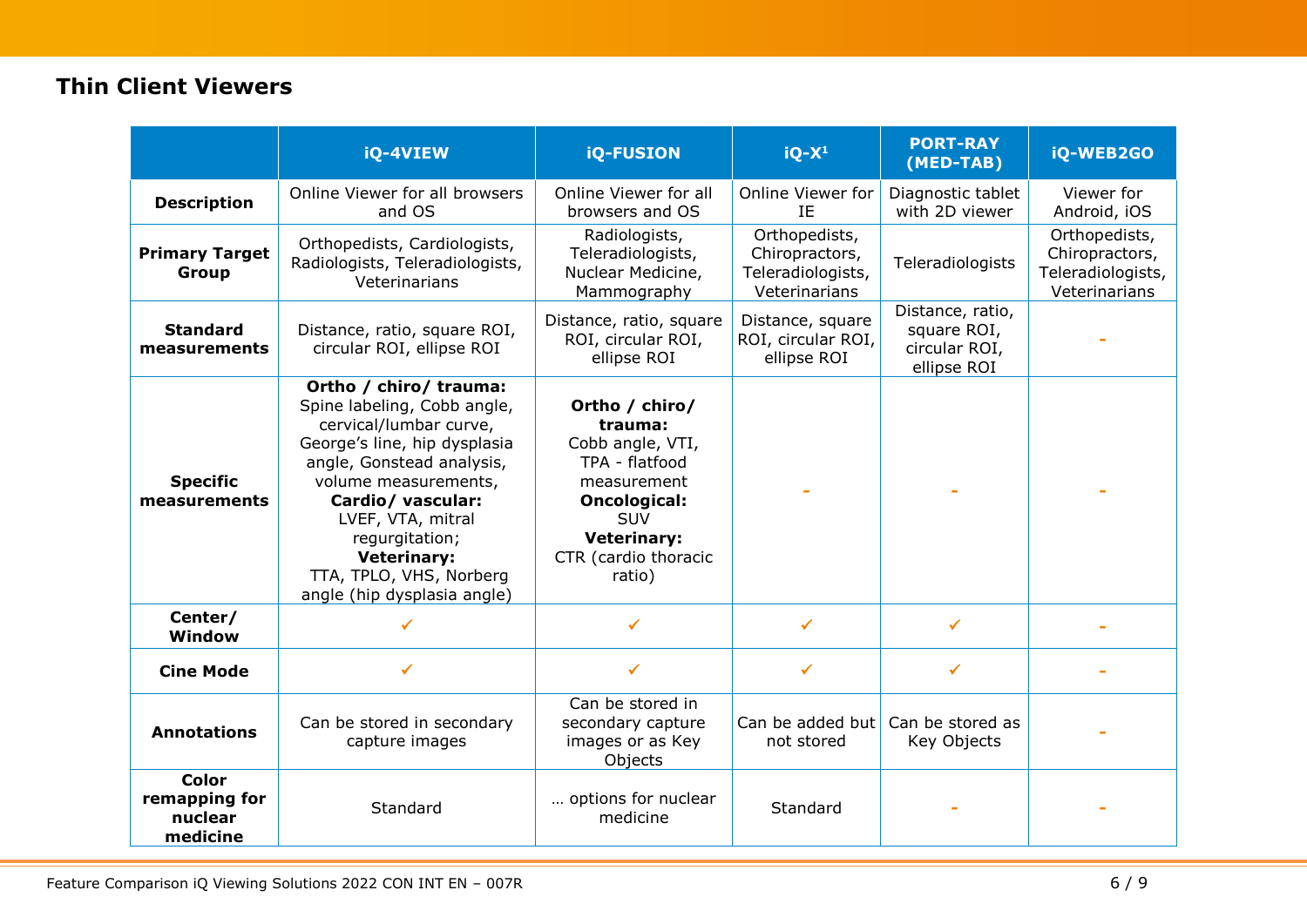## Thin Client Viewers

| | iQ-4VIEW | iQ-FUSION | iQ-X[1] | PORT-RAY (MED-TAB) | iQ-WEB2GO |
|---|---|---|---|---|---|
| **Description** | Online Viewer for all browsers and OS | Online Viewer for all browsers and OS | Online Viewer for IE | Diagnostic tablet with 2D viewer | Viewer for Android, iOS |
| **Primary Target Group** | Orthopedists, Cardiologists, Radiologists, Teleradiologists, Veterinarians | Radiologists, Teleradiologists, Nuclear Medicine, Mammography | Orthopedists, Chiropractors, Teleradiologists, Veterinarians | Teleradiologists | Orthopedists, Chiropractors, Teleradiologists, Veterinarians |
| **Standard measurements** | Distance, ratio, square ROI, circular ROI, ellipse ROI | Distance, ratio, square ROI, circular ROI, ellipse ROI | Distance, square ROI, circular ROI, ellipse ROI | Distance, ratio, square ROI, circular ROI, ellipse ROI | - |
| **Specific measurements** | **Ortho / chiro/ trauma:** Spine labeling, Cobb angle, cervical/lumbar curve, George's line, hip dysplasia angle, Gonstead analysis, volume measurements, **Cardio/ vascular:** LVEF, VTA, mitral regurgitation; **Veterinary:** TTA, TPLO, VHS, Norberg angle (hip dysplasia angle) | **Ortho / chiro/ trauma:** Cobb angle, VTI, TPA - flatfood measurement **Oncological:** SUV **Veterinary:** CTR (cardio thoracic ratio) | - | - | - |
| **Center/ Window** | ✓ | ✓ | ✓ | ✓ | - |
| **Cine Mode** | ✓ | ✓ | ✓ | ✓ | - |
| **Annotations** | Can be stored in secondary capture images | Can be stored in secondary capture images or as Key Objects | Can be added but not stored | Can be stored as Key Objects | - |
| **Color remapping for nuclear medicine** | Standard | … options for nuclear medicine | Standard | - | - |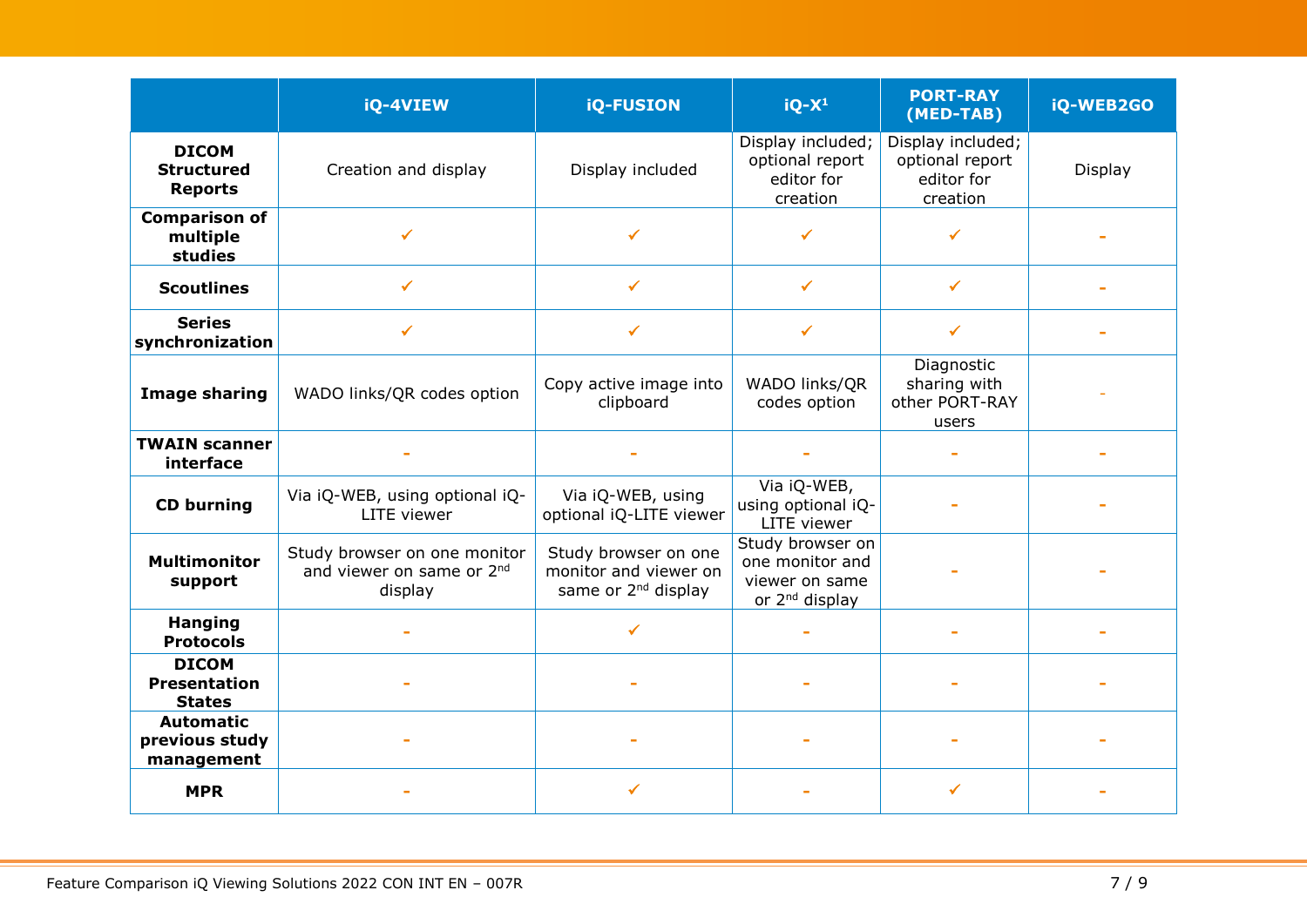| | iQ-4VIEW | iQ-FUSION | iQ-X[1] | PORT-RAY (MED-TAB) | iQ-WEB2GO |
|---|---|---|---|---|---|
| **DICOM Structured Reports** | Creation and display | Display included | Display included; optional report editor for creation | Display included; optional report editor for creation | Display |
| **Comparison of multiple studies** | ✓ | ✓ | ✓ | ✓ | - |
| **Scoutlines** | ✓ | ✓ | ✓ | ✓ | - |
| **Series synchronization** | ✓ | ✓ | ✓ | ✓ | - |
| **Image sharing** | WADO links/QR codes option | Copy active image into clipboard | WADO links/QR codes option | Diagnostic sharing with other PORT-RAY users | - |
| **TWAIN scanner interface** | - | - | - | - | - |
| **CD burning** | Via iQ-WEB, using optional iQ-LITE viewer | Via iQ-WEB, using optional iQ-LITE viewer | Via iQ-WEB, using optional iQ-LITE viewer | - | - |
| **Multimonitor support** | Study browser on one monitor and viewer on same or 2nd display | Study browser on one monitor and viewer on same or 2nd display | Study browser on one monitor and viewer on same or 2nd display | - | - |
| **Hanging Protocols** | - | ✓ | - | - | - |
| **DICOM Presentation States** | - | - | - | - | - |
| **Automatic previous study management** | - | - | - | - | - |
| **MPR** | - | ✓ | - | ✓ | - |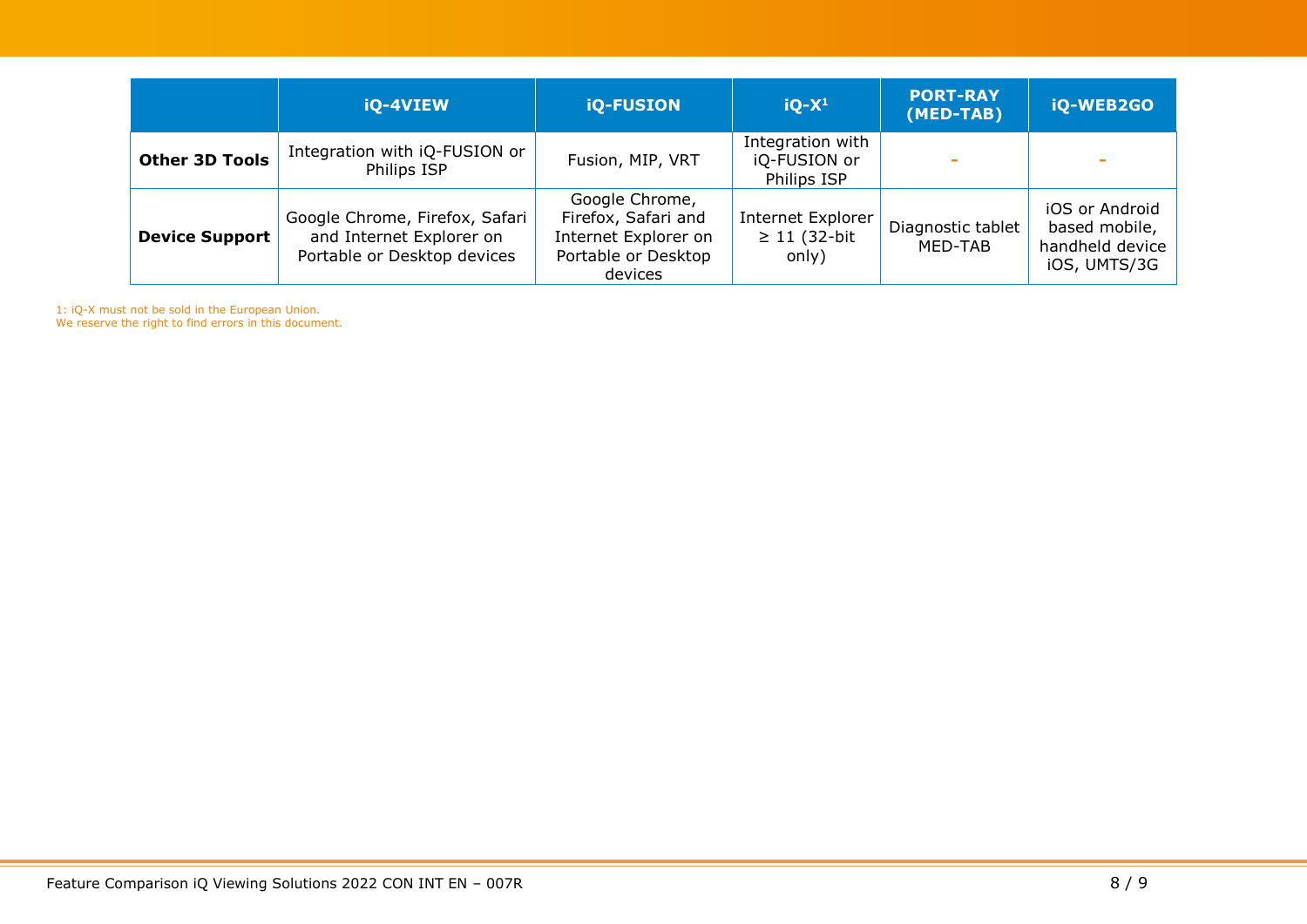| | iQ-4VIEW | iQ-FUSION | iQ-X[1] | PORT-RAY (MED-TAB) | iQ-WEB2GO |
|---|---|---|---|---|---|
| **Other 3D Tools** | Integration with iQ-FUSION or Philips ISP | Fusion, MIP, VRT | Integration with iQ-FUSION or Philips ISP | - | - |
| **Device Support** | Google Chrome, Firefox, Safari and Internet Explorer on Portable or Desktop devices | Google Chrome, Firefox, Safari and Internet Explorer on Portable or Desktop devices | Internet Explorer ≥ 11 (32-bit only) | Diagnostic tablet MED-TAB | iOS or Android based mobile, handheld device iOS, UMTS/3G |

1: iQ-X must not be sold in the European Union.
We reserve the right to find errors in this document.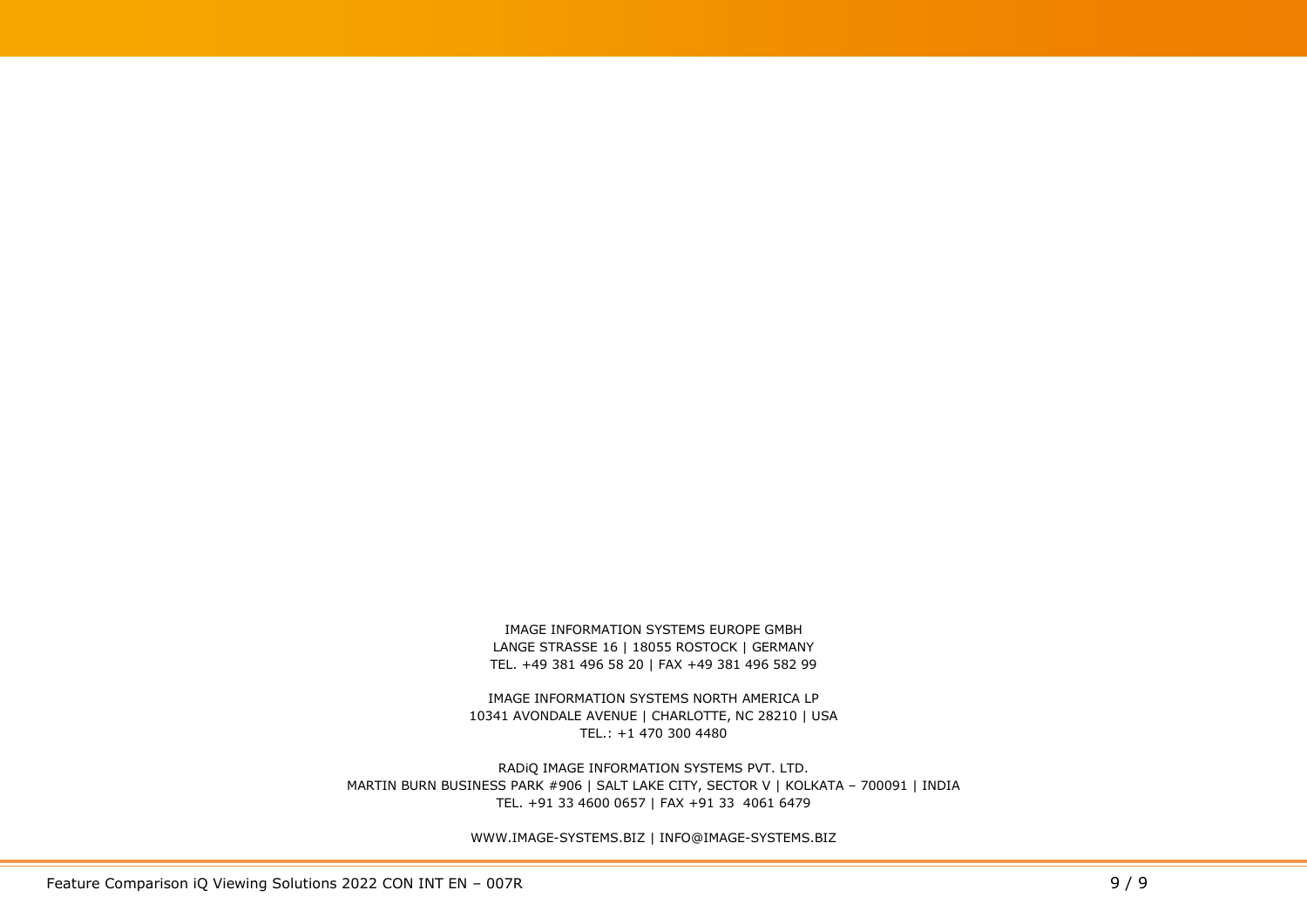IMAGE INFORMATION SYSTEMS EUROPE GMBH
LANGE STRASSE 16 | 18055 ROSTOCK | GERMANY
TEL. +49 381 496 58 20 | FAX +49 381 496 582 99

IMAGE INFORMATION SYSTEMS NORTH AMERICA LP
10341 AVONDALE AVENUE | CHARLOTTE, NC 28210 | USA
TEL.: +1 470 300 4480

RADiQ IMAGE INFORMATION SYSTEMS PVT. LTD.
MARTIN BURN BUSINESS PARK #906 | SALT LAKE CITY, SECTOR V | KOLKATA – 700091 | INDIA
TEL. +91 33 4600 0657 | FAX +91 33 4061 6479

WWW.IMAGE-SYSTEMS.BIZ | INFO@IMAGE-SYSTEMS.BIZ